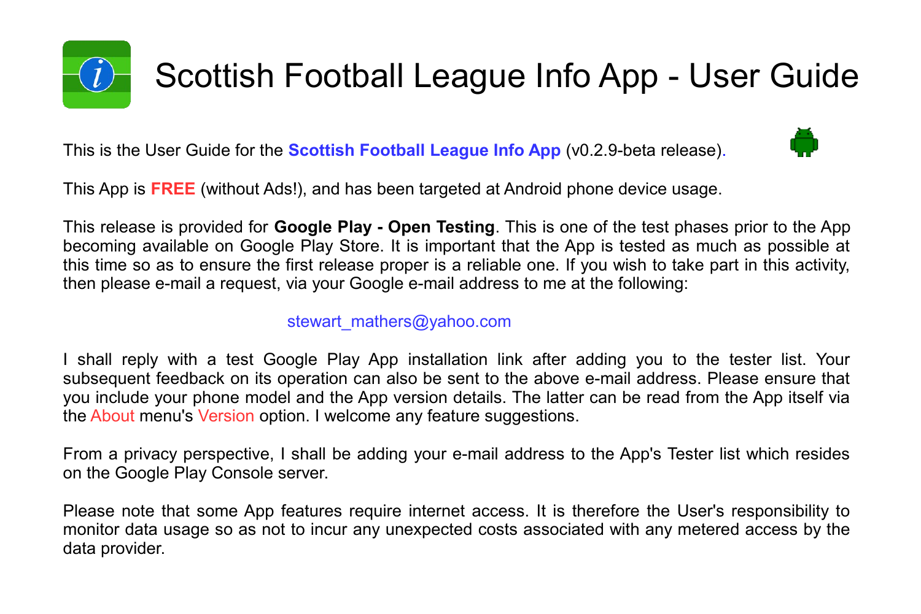# Scottish Football League Info App - User Guide

This is the User Guide for the **Scottish Football League Info App** (v0.2.9-beta release).

This App is **FREE** (without Ads!), and has been targeted at Android phone device usage.

This release is provided for **Google Play - Open Testing**. This is one of the test phases prior to the App becoming available on Google Play Store. It is important that the App is tested as much as possible at this time so as to ensure the first release proper is a reliable one. If you wish to take part in this activity, then please e-mail a request, via your Google e-mail address to me at the following:

stewart_mathers@yahoo.com

I shall reply with a test Google Play App installation link after adding you to the tester list. Your subsequent feedback on its operation can also be sent to the above e-mail address. Please ensure that you include your phone model and the App version details. The latter can be read from the App itself via the About menu's Version option. I welcome any feature suggestions.

From a privacy perspective, I shall be adding your e-mail address to the App's Tester list which resides on the Google Play Console server.

Please note that some App features require internet access. It is therefore the User's responsibility to monitor data usage so as not to incur any unexpected costs associated with any metered access by the data provider.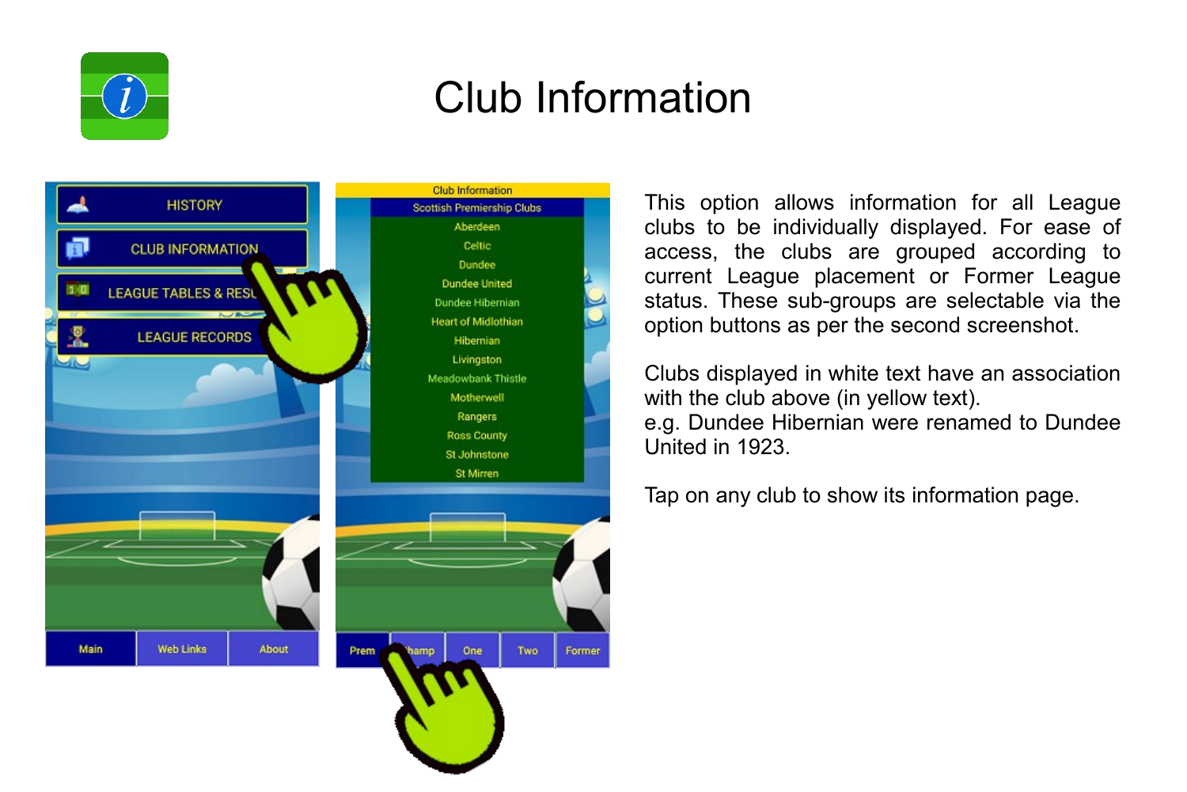# Club Information

This option allows information for all League clubs to be individually displayed. For ease of access, the clubs are grouped according to current League placement or Former League status. These sub-groups are selectable via the option buttons as per the second screenshot.

Clubs displayed in white text have an association with the club above (in yellow text).
e.g. Dundee Hibernian were renamed to Dundee United in 1923.

Tap on any club to show its information page.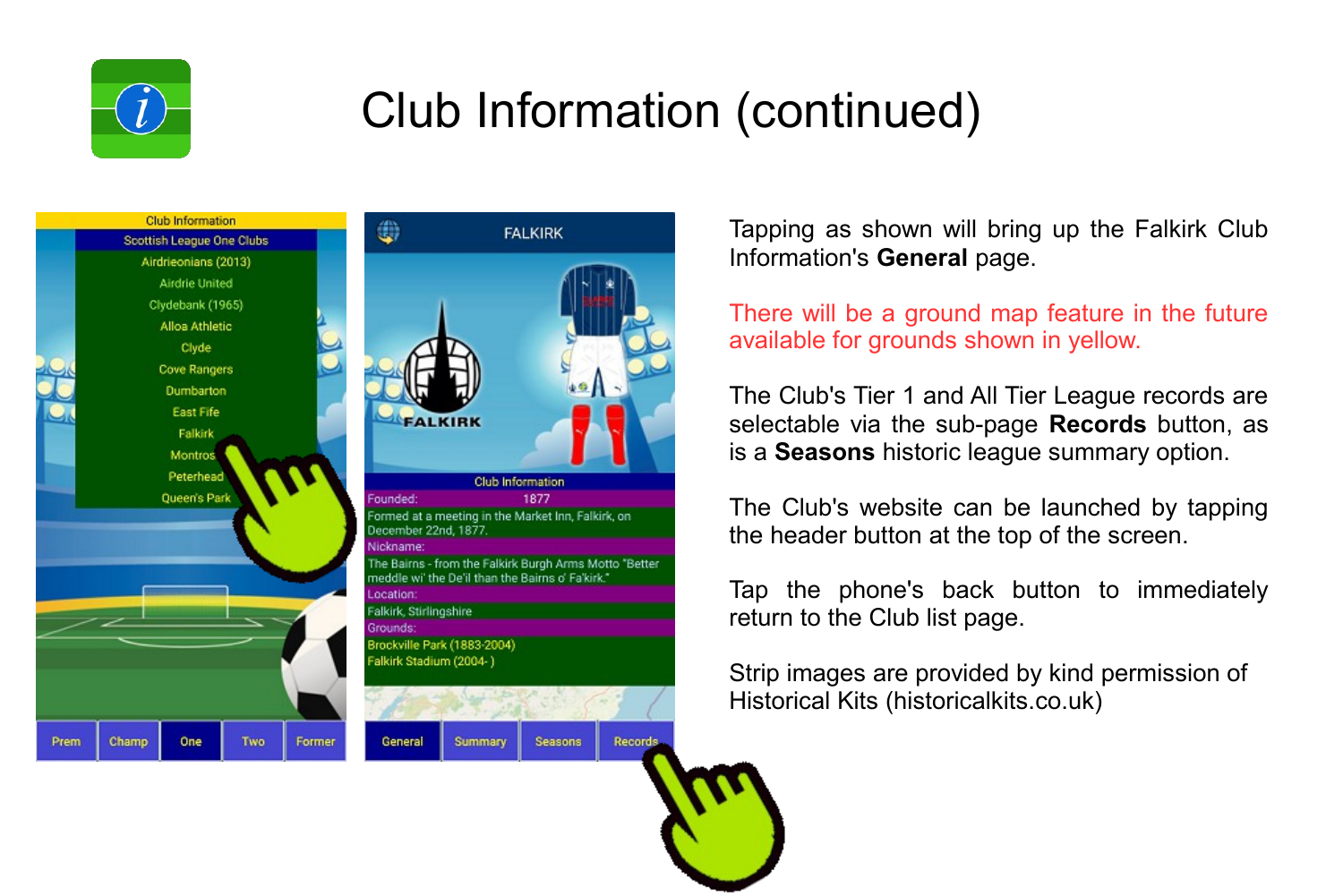# Club Information (continued)

Tapping as shown will bring up the Falkirk Club Information's **General** page.

There will be a ground map feature in the future available for grounds shown in yellow.

The Club's Tier 1 and All Tier League records are selectable via the sub-page **Records** button, as is a **Seasons** historic league summary option.

The Club's website can be launched by tapping the header button at the top of the screen.

Tap the phone's back button to immediately return to the Club list page.

Strip images are provided by kind permission of Historical Kits (historicalkits.co.uk)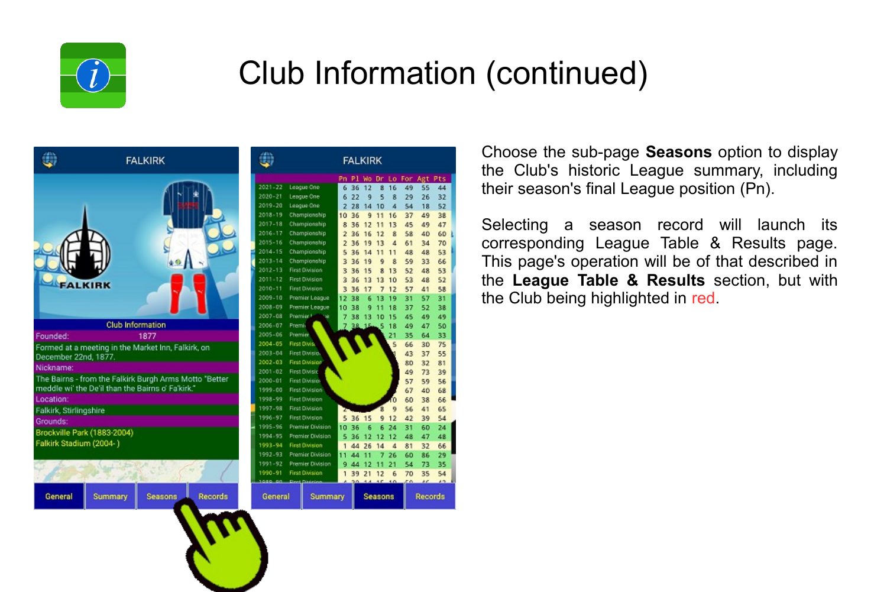# Club Information (continued)

Choose the sub-page **Seasons** option to display the Club's historic League summary, including their season's final League position (Pn).

Selecting a season record will launch its corresponding League Table & Results page. This page's operation will be of that described in the **League Table & Results** section, but with the Club being highlighted in red.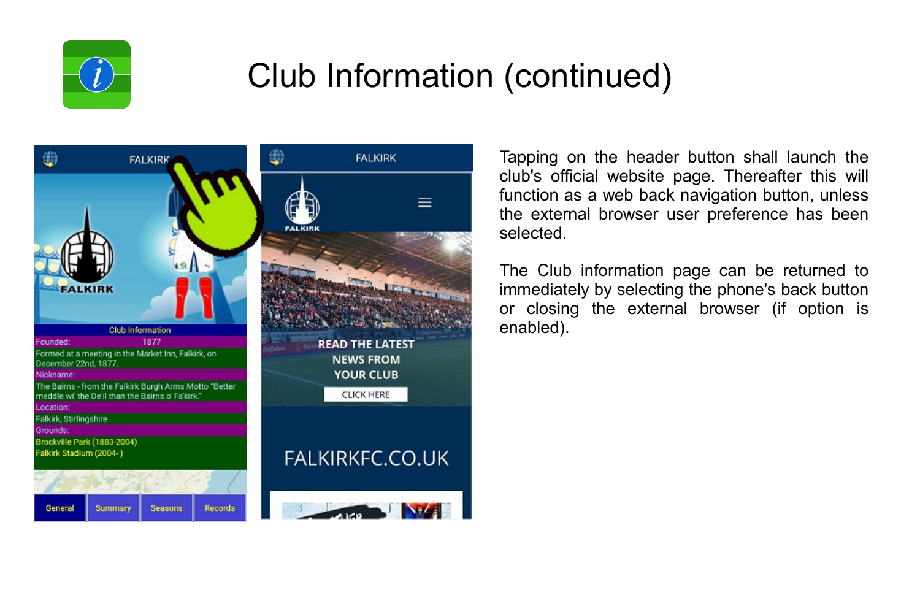# Club Information (continued)

Tapping on the header button shall launch the club's official website page. Thereafter this will function as a web back navigation button, unless the external browser user preference has been selected.

The Club information page can be returned to immediately by selecting the phone's back button or closing the external browser (if option is enabled).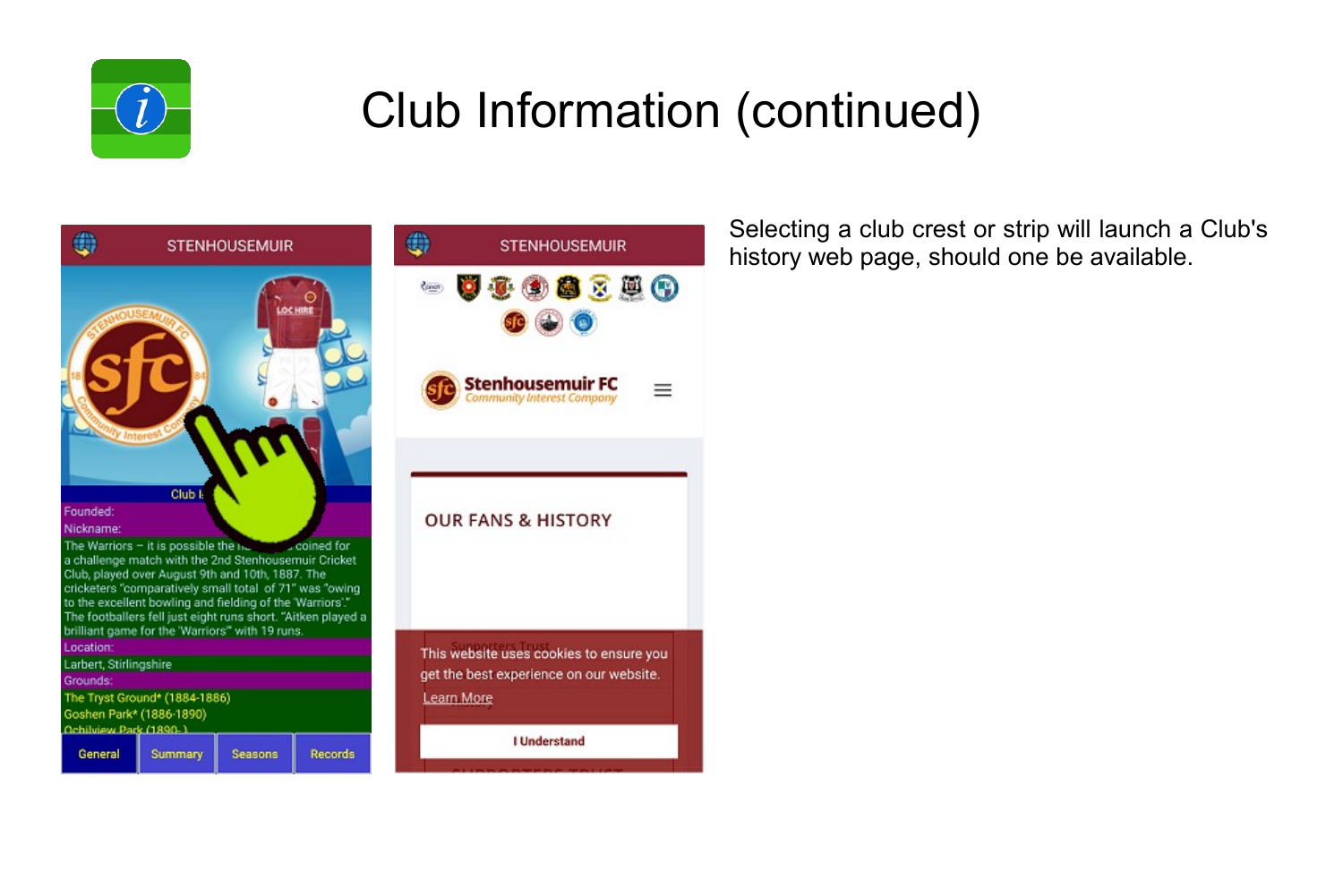# Club Information (continued)

Selecting a club crest or strip will launch a Club's history web page, should one be available.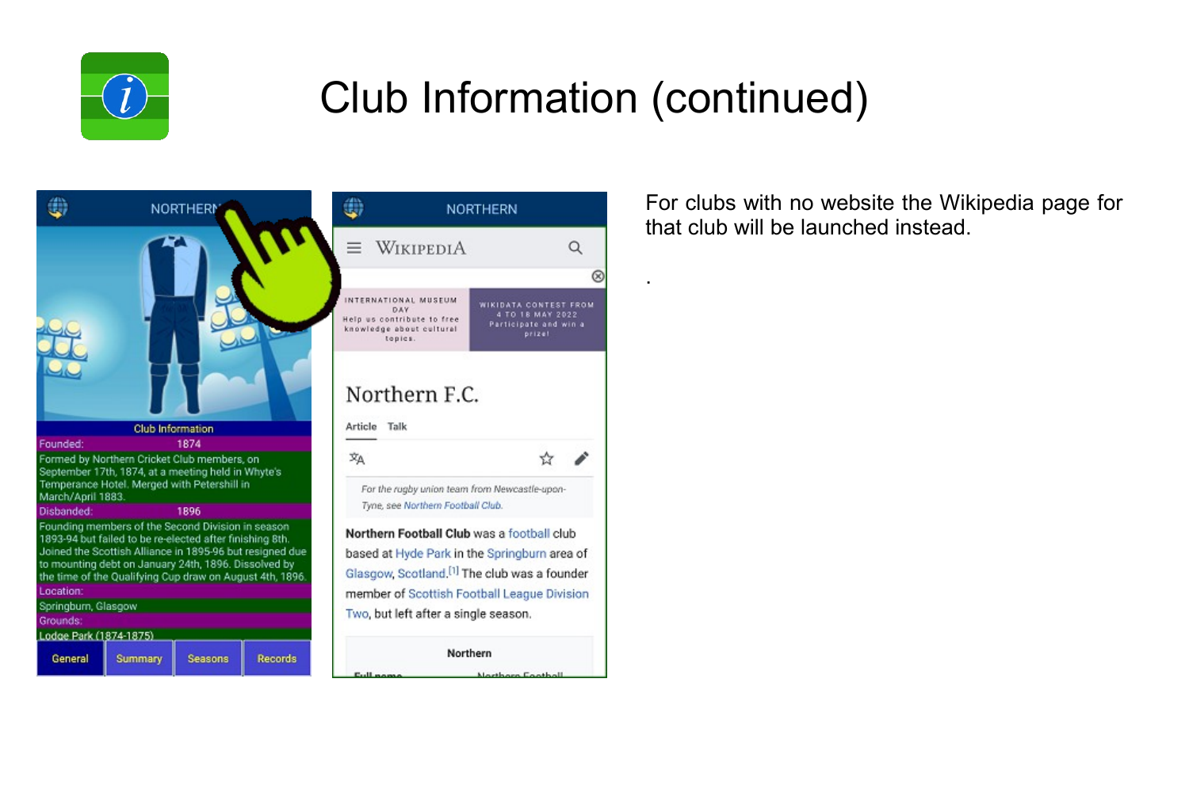# Club Information (continued)

For clubs with no website the Wikipedia page for that club will be launched instead.

.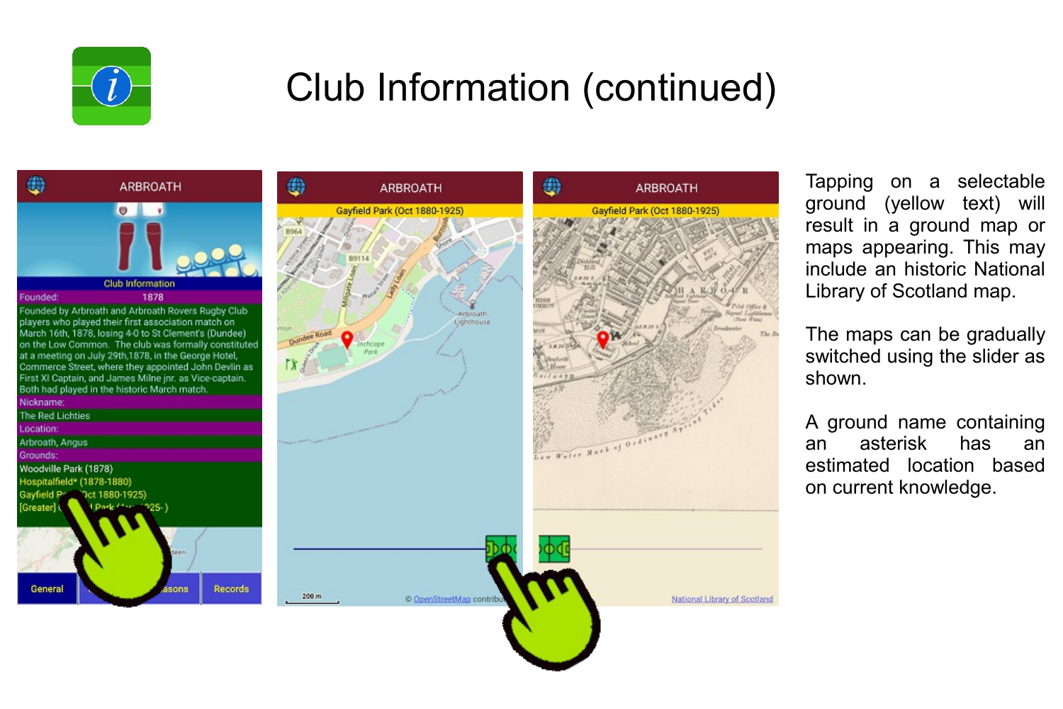# Club Information (continued)

Tapping on a selectable ground (yellow text) will result in a ground map or maps appearing. This may include an historic National Library of Scotland map.

The maps can be gradually switched using the slider as shown.

A ground name containing an asterisk has an estimated location based on current knowledge.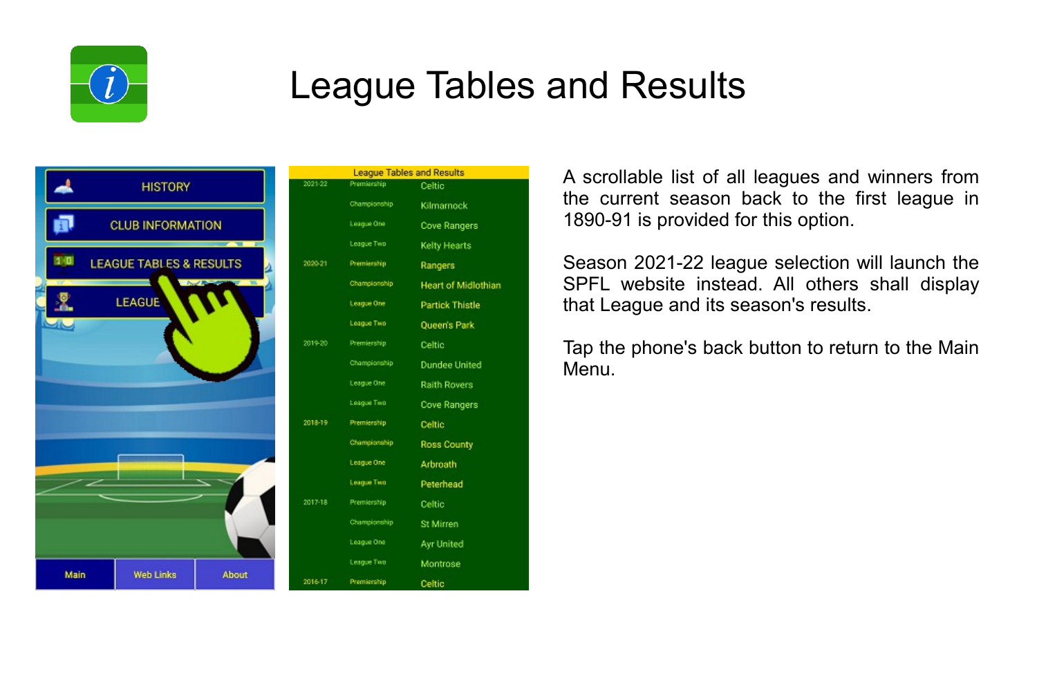# League Tables and Results

A scrollable list of all leagues and winners from the current season back to the first league in 1890-91 is provided for this option.

Season 2021-22 league selection will launch the SPFL website instead. All others shall display that League and its season's results.

Tap the phone's back button to return to the Main Menu.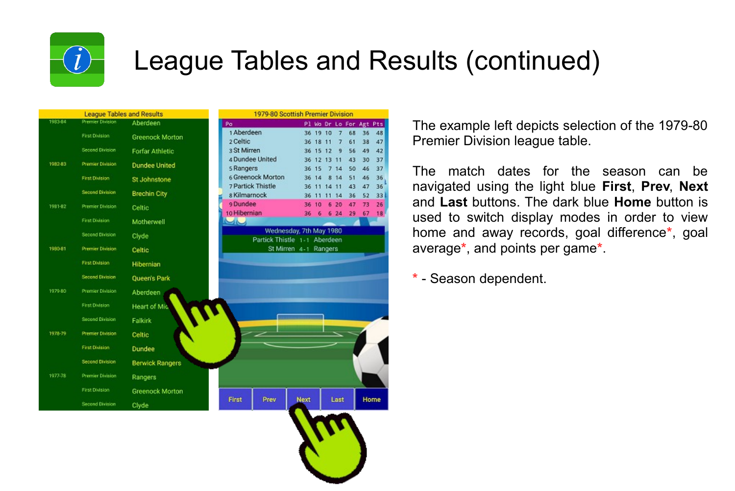# League Tables and Results (continued)

The example left depicts selection of the 1979-80 Premier Division league table.

The match dates for the season can be navigated using the light blue **First**, **Prev**, **Next** and **Last** buttons. The dark blue **Home** button is used to switch display modes in order to view home and away records, goal difference*, goal average*, and points per game*.

* - Season dependent.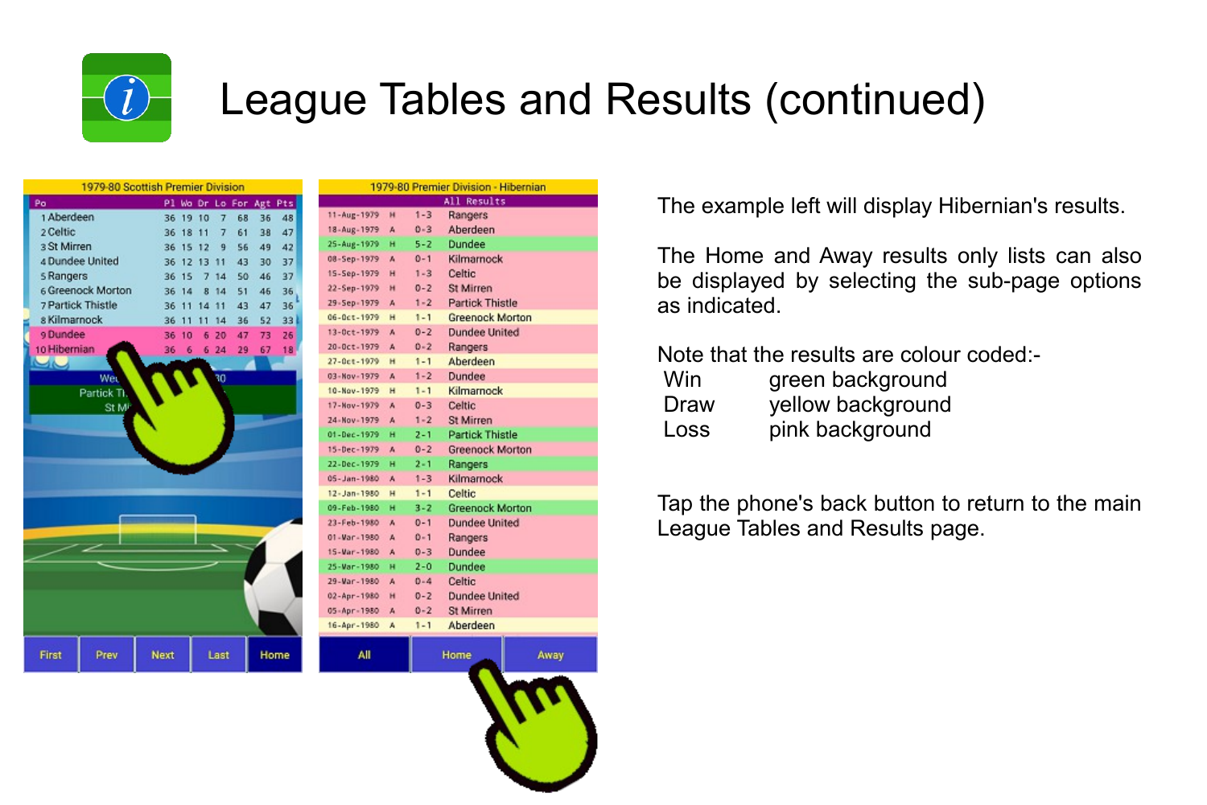# League Tables and Results (continued)

| 1979-80 Scottish Premier Division | | | | | | | |
|---|---|---|---|---|---|---|---|
| Po | Pl | Wo | Dr | Lo | For | Agt | Pts |
| 1 Aberdeen | 36 | 19 | 10 | 7 | 68 | 36 | 48 |
| 2 Celtic | 36 | 18 | 11 | 7 | 61 | 38 | 47 |
| 3 St Mirren | 36 | 15 | 12 | 9 | 56 | 49 | 42 |
| 4 Dundee United | 36 | 12 | 13 | 11 | 43 | 30 | 37 |
| 5 Rangers | 36 | 15 | 7 | 14 | 50 | 46 | 37 |
| 6 Greenock Morton | 36 | 14 | 8 | 14 | 51 | 46 | 36 |
| 7 Partick Thistle | 36 | 11 | 14 | 11 | 43 | 47 | 36 |
| 8 Kilmarnock | 36 | 11 | 11 | 14 | 36 | 52 | 33 |
| 9 Dundee | 36 | 10 | 6 | 20 | 47 | 73 | 26 |
| 10 Hibernian | 36 | 6 | 6 | 24 | 29 | 67 | 18 |

First | Prev | Next | Last | Home

| 1979-80 Premier Division - Hibernian | | | |
|---|---|---|---|
| All Results | | | |
| 11-Aug-1979 | H | 1-3 | Rangers |
| 18-Aug-1979 | A | 0-3 | Aberdeen |
| 25-Aug-1979 | H | 5-2 | Dundee |
| 08-Sep-1979 | A | 0-1 | Kilmarnock |
| 15-Sep-1979 | H | 1-3 | Celtic |
| 22-Sep-1979 | H | 0-2 | St Mirren |
| 29-Sep-1979 | A | 1-2 | Partick Thistle |
| 06-Oct-1979 | H | 1-1 | Greenock Morton |
| 13-Oct-1979 | A | 0-2 | Dundee United |
| 20-Oct-1979 | A | 0-2 | Rangers |
| 27-Oct-1979 | H | 1-1 | Aberdeen |
| 03-Nov-1979 | A | 1-2 | Dundee |
| 10-Nov-1979 | H | 1-1 | Kilmarnock |
| 17-Nov-1979 | A | 0-3 | Celtic |
| 24-Nov-1979 | A | 1-2 | St Mirren |
| 01-Dec-1979 | H | 2-1 | Partick Thistle |
| 15-Dec-1979 | A | 0-2 | Greenock Morton |
| 22-Dec-1979 | H | 2-1 | Rangers |
| 05-Jan-1980 | A | 1-3 | Kilmarnock |
| 12-Jan-1980 | H | 1-1 | Celtic |
| 09-Feb-1980 | H | 3-2 | Greenock Morton |
| 23-Feb-1980 | A | 0-1 | Dundee United |
| 01-Mar-1980 | A | 0-1 | Rangers |
| 15-Mar-1980 | A | 0-3 | Dundee |
| 25-Mar-1980 | H | 2-0 | Dundee |
| 29-Mar-1980 | A | 0-4 | Celtic |
| 02-Apr-1980 | H | 0-2 | Dundee United |
| 05-Apr-1980 | A | 0-2 | St Mirren |
| 16-Apr-1980 | A | 1-1 | Aberdeen |

All | Home | Away

The example left will display Hibernian's results.

The Home and Away results only lists can also be displayed by selecting the sub-page options as indicated.

Note that the results are colour coded:-

| | |
|---|---|
| Win | green background |
| Draw | yellow background |
| Loss | pink background |

Tap the phone's back button to return to the main League Tables and Results page.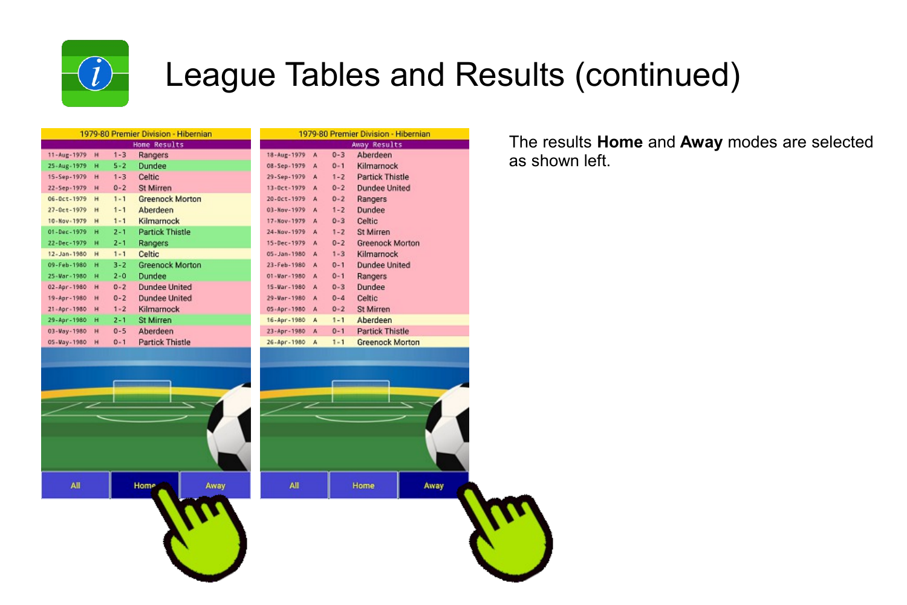# League Tables and Results (continued)

| 1979-80 Premier Division - Hibernian | | | |
|---|---|---|---|
| Home Results | | | |
| 11-Aug-1979 | H | 1-3 | Rangers |
| 25-Aug-1979 | H | 5-2 | Dundee |
| 15-Sep-1979 | H | 1-3 | Celtic |
| 22-Sep-1979 | H | 0-2 | St Mirren |
| 06-Oct-1979 | H | 1-1 | Greenock Morton |
| 27-Oct-1979 | H | 1-1 | Aberdeen |
| 10-Nov-1979 | H | 1-1 | Kilmarnock |
| 01-Dec-1979 | H | 2-1 | Partick Thistle |
| 22-Dec-1979 | H | 2-1 | Rangers |
| 12-Jan-1980 | H | 1-1 | Celtic |
| 09-Feb-1980 | H | 3-2 | Greenock Morton |
| 25-Mar-1980 | H | 2-0 | Dundee |
| 02-Apr-1980 | H | 0-2 | Dundee United |
| 19-Apr-1980 | H | 0-2 | Dundee United |
| 21-Apr-1980 | H | 1-2 | Kilmarnock |
| 29-Apr-1980 | H | 2-1 | St Mirren |
| 03-May-1980 | H | 0-5 | Aberdeen |
| 05-May-1980 | H | 0-1 | Partick Thistle |

All | Home | Away

| 1979-80 Premier Division - Hibernian | | | |
|---|---|---|---|
| Away Results | | | |
| 18-Aug-1979 | A | 0-3 | Aberdeen |
| 08-Sep-1979 | A | 0-1 | Kilmarnock |
| 29-Sep-1979 | A | 1-2 | Partick Thistle |
| 13-Oct-1979 | A | 0-2 | Dundee United |
| 20-Oct-1979 | A | 0-2 | Rangers |
| 03-Nov-1979 | A | 1-2 | Dundee |
| 17-Nov-1979 | A | 0-3 | Celtic |
| 24-Nov-1979 | A | 1-2 | St Mirren |
| 15-Dec-1979 | A | 0-2 | Greenock Morton |
| 05-Jan-1980 | A | 1-3 | Kilmarnock |
| 23-Feb-1980 | A | 0-1 | Dundee United |
| 01-Mar-1980 | A | 0-1 | Rangers |
| 15-Mar-1980 | A | 0-3 | Dundee |
| 29-Mar-1980 | A | 0-4 | Celtic |
| 05-Apr-1980 | A | 0-2 | St Mirren |
| 16-Apr-1980 | A | 1-1 | Aberdeen |
| 23-Apr-1980 | A | 0-1 | Partick Thistle |
| 26-Apr-1980 | A | 1-1 | Greenock Morton |

All | Home | Away

The results **Home** and **Away** modes are selected as shown left.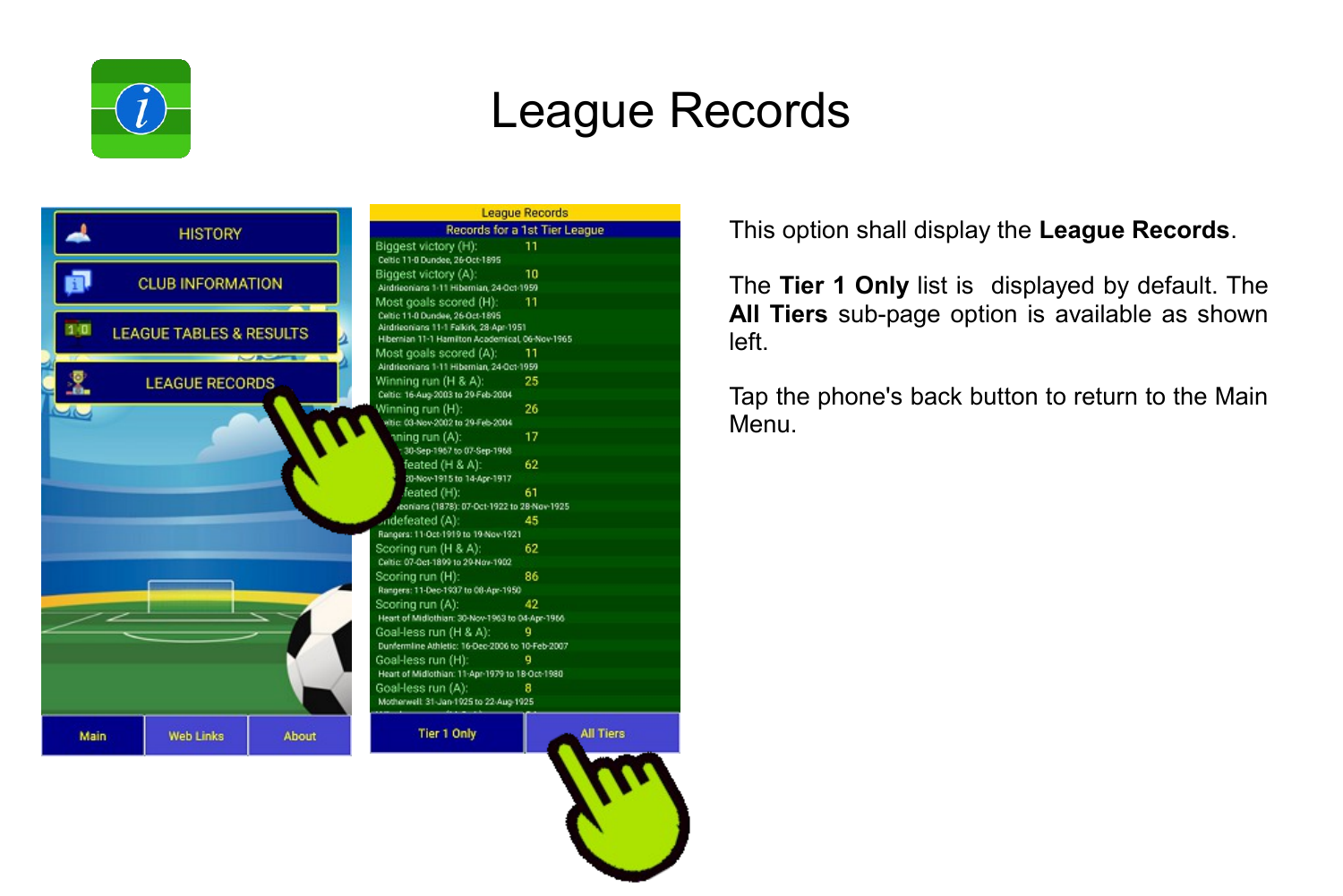# League Records

This option shall display the **League Records**.

The **Tier 1 Only** list is displayed by default. The **All Tiers** sub-page option is available as shown left.

Tap the phone's back button to return to the Main Menu.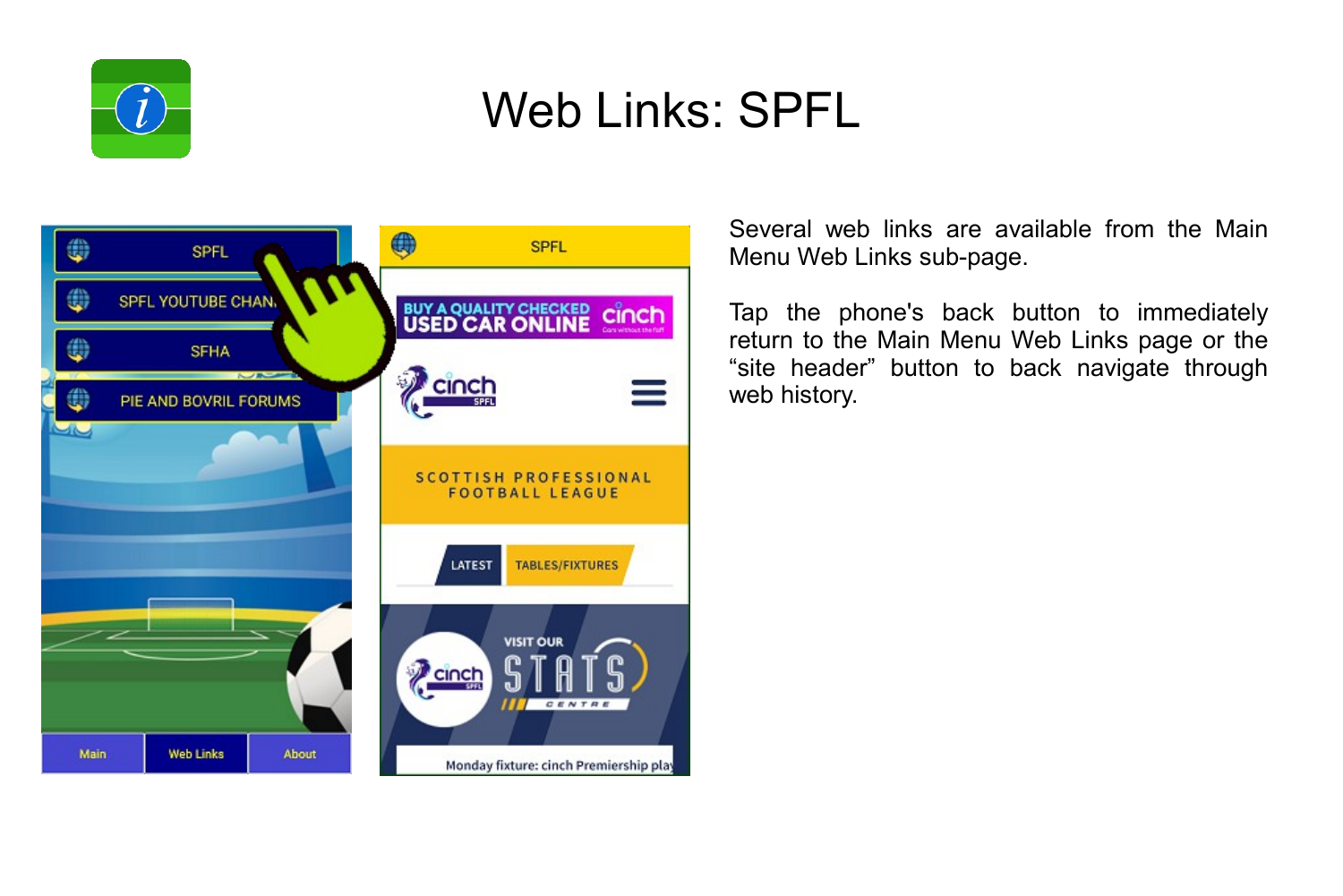# Web Links: SPFL

Several web links are available from the Main Menu Web Links sub-page.

Tap the phone's back button to immediately return to the Main Menu Web Links page or the “site header” button to back navigate through web history.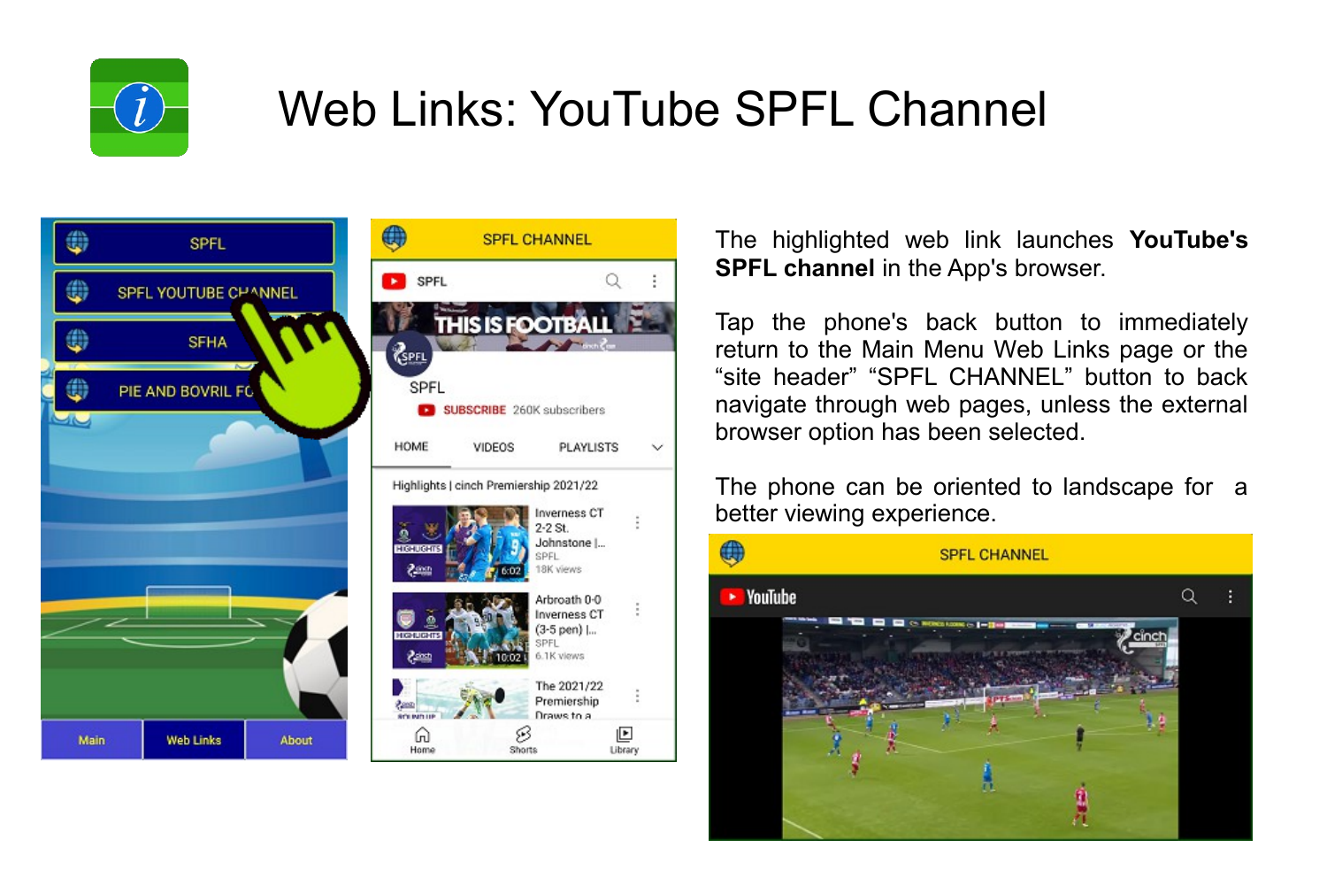# Web Links: YouTube SPFL Channel

The highlighted web link launches **YouTube's SPFL channel** in the App's browser.

Tap the phone's back button to immediately return to the Main Menu Web Links page or the "site header" "SPFL CHANNEL" button to back navigate through web pages, unless the external browser option has been selected.

The phone can be oriented to landscape for a better viewing experience.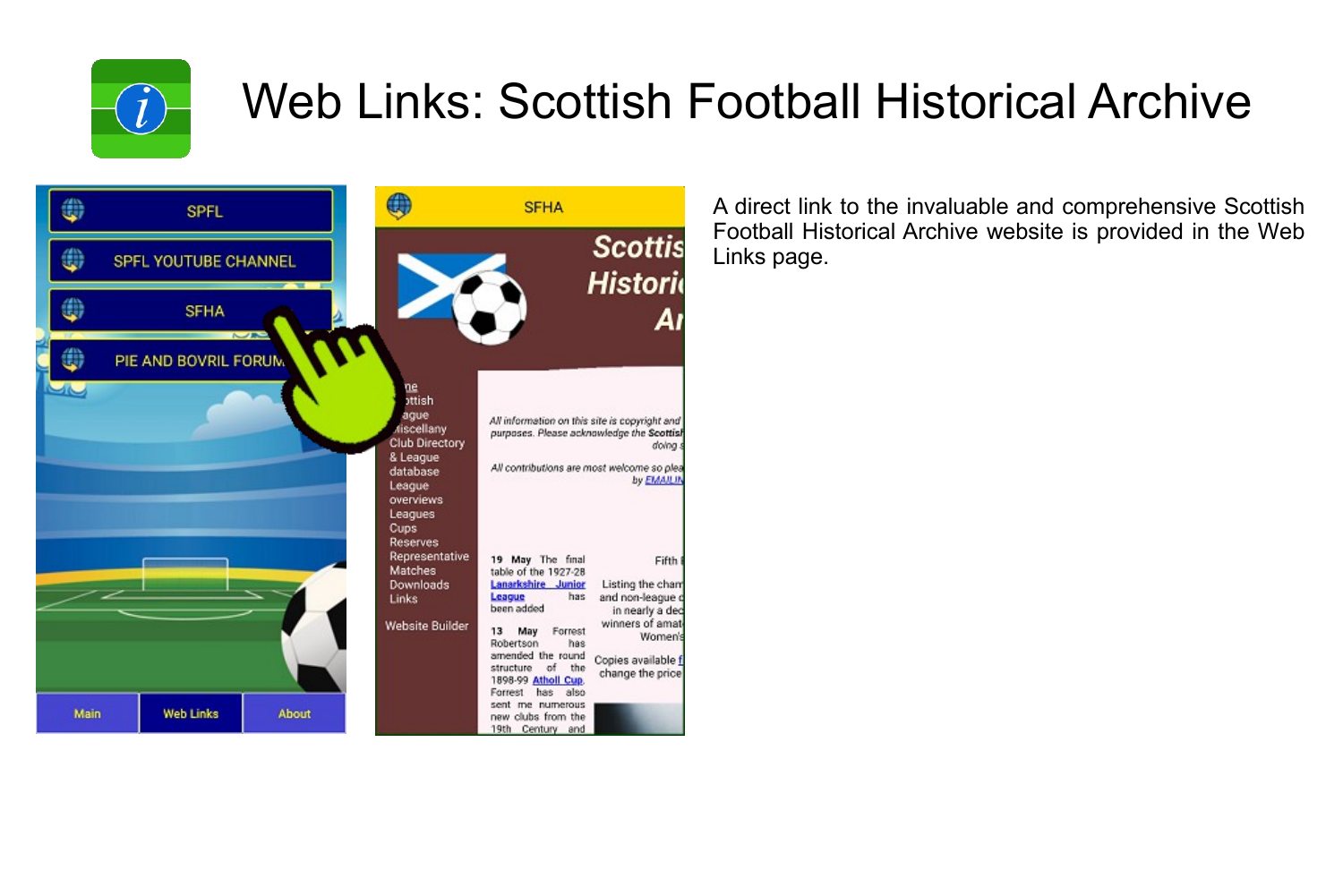# Web Links: Scottish Football Historical Archive

A direct link to the invaluable and comprehensive Scottish Football Historical Archive website is provided in the Web Links page.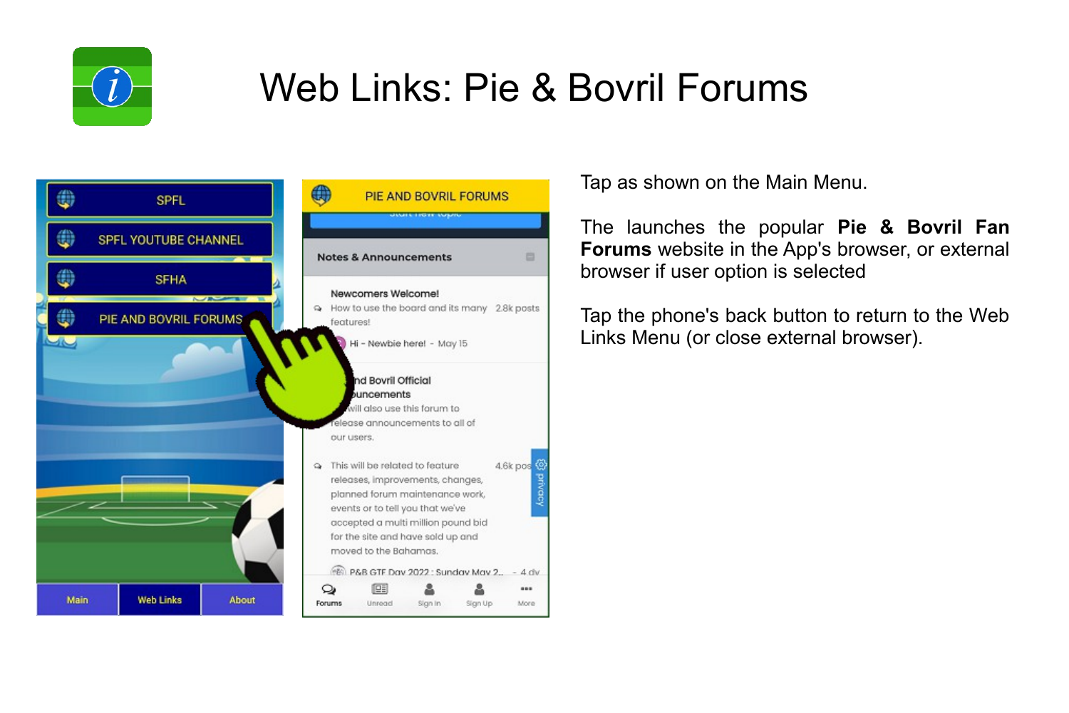# Web Links: Pie & Bovril Forums

Tap as shown on the Main Menu.

The launches the popular **Pie & Bovril Fan Forums** website in the App's browser, or external browser if user option is selected

Tap the phone's back button to return to the Web Links Menu (or close external browser).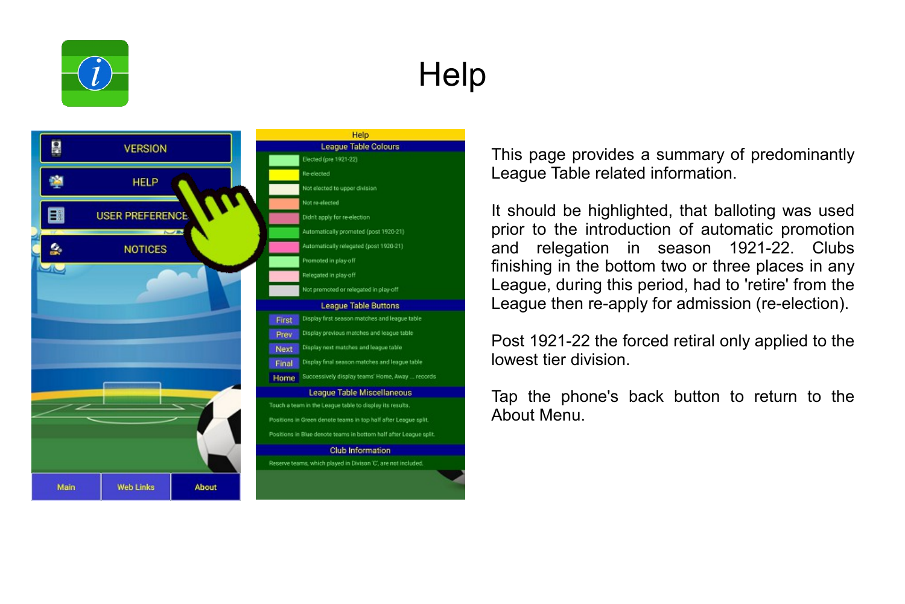# Help

This page provides a summary of predominantly League Table related information.

It should be highlighted, that balloting was used prior to the introduction of automatic promotion and relegation in season 1921-22. Clubs finishing in the bottom two or three places in any League, during this period, had to 'retire' from the League then re-apply for admission (re-election).

Post 1921-22 the forced retiral only applied to the lowest tier division.

Tap the phone's back button to return to the About Menu.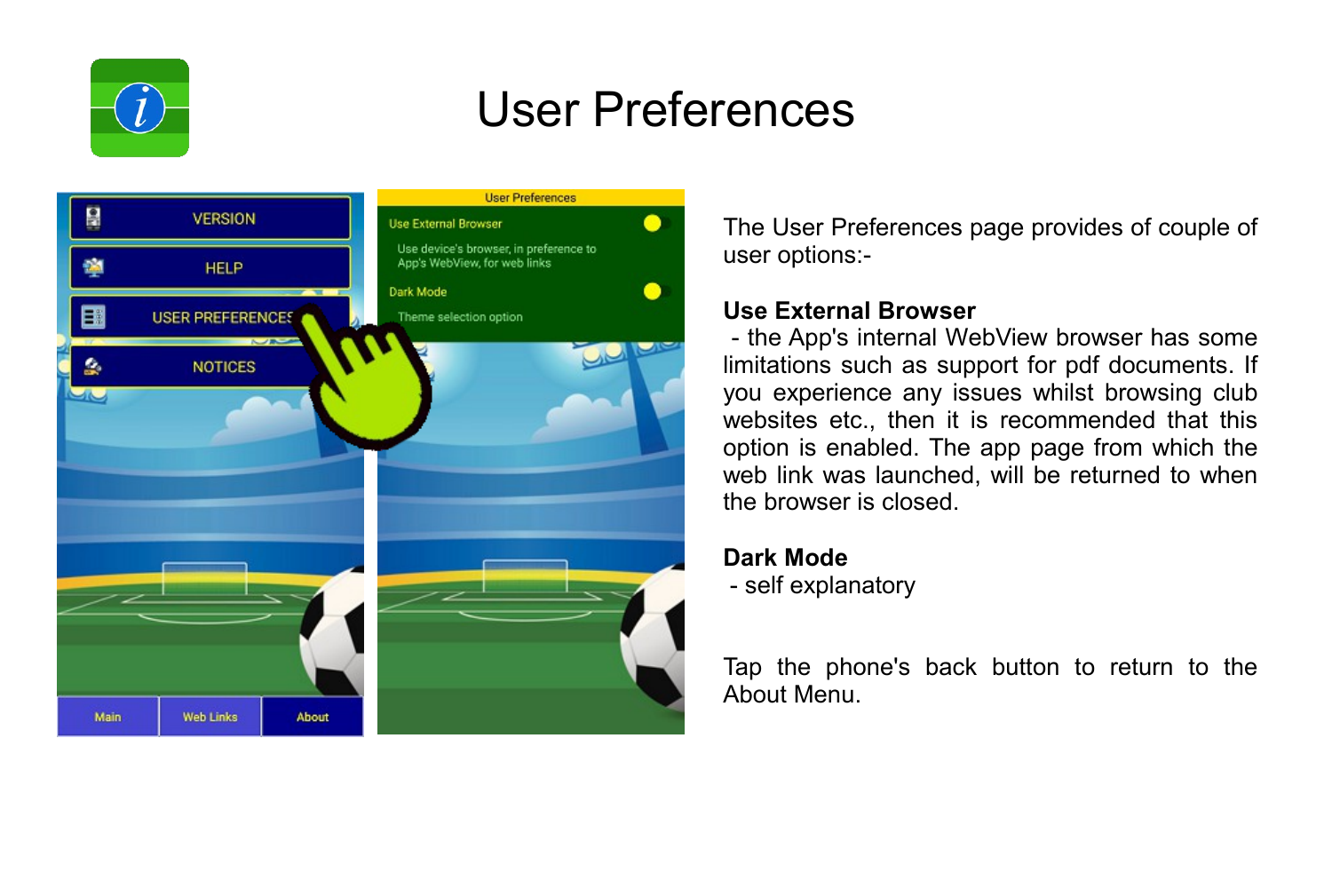# User Preferences

The User Preferences page provides of couple of user options:-

**Use External Browser**
- the App's internal WebView browser has some limitations such as support for pdf documents. If you experience any issues whilst browsing club websites etc., then it is recommended that this option is enabled. The app page from which the web link was launched, will be returned to when the browser is closed.

**Dark Mode**
- self explanatory

Tap the phone's back button to return to the About Menu.